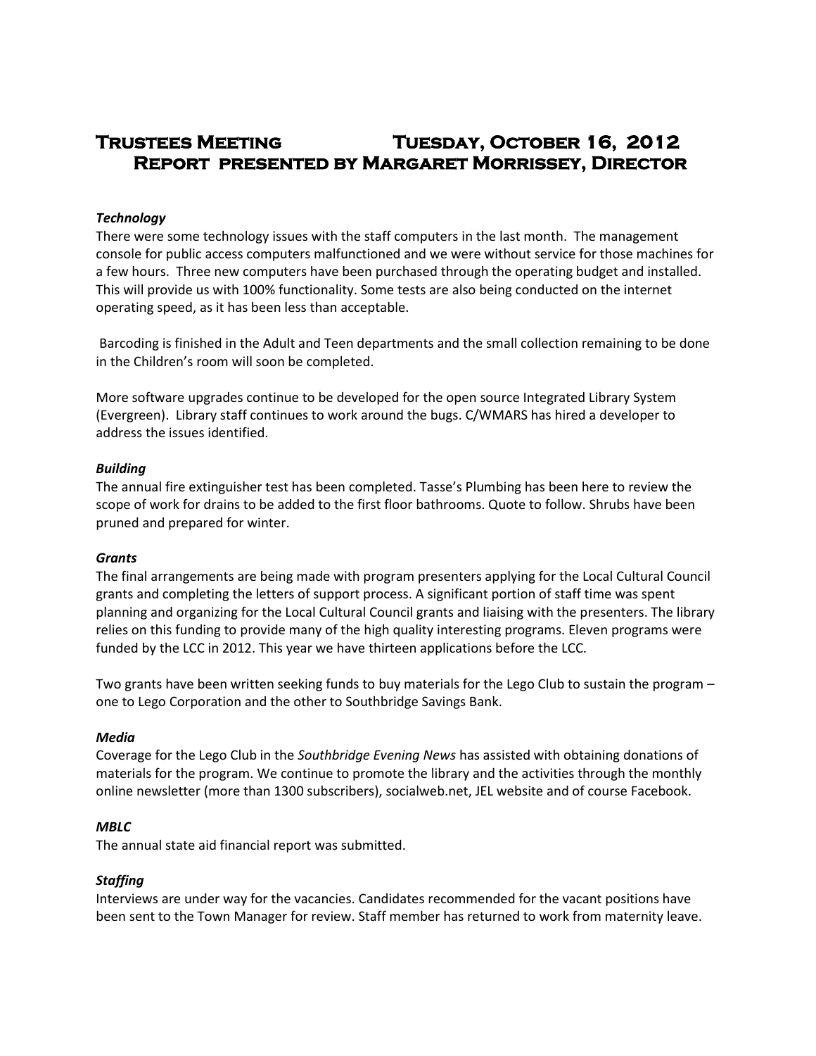# Trustees Meeting Tuesday, October 16, 2012
## Report presented by Margaret Morrissey, Director

### *Technology*

There were some technology issues with the staff computers in the last month. The management console for public access computers malfunctioned and we were without service for those machines for a few hours. Three new computers have been purchased through the operating budget and installed. This will provide us with 100% functionality. Some tests are also being conducted on the internet operating speed, as it has been less than acceptable.

Barcoding is finished in the Adult and Teen departments and the small collection remaining to be done in the Children's room will soon be completed.

More software upgrades continue to be developed for the open source Integrated Library System (Evergreen). Library staff continues to work around the bugs. C/WMARS has hired a developer to address the issues identified.

### *Building*

The annual fire extinguisher test has been completed. Tasse's Plumbing has been here to review the scope of work for drains to be added to the first floor bathrooms. Quote to follow. Shrubs have been pruned and prepared for winter.

### *Grants*

The final arrangements are being made with program presenters applying for the Local Cultural Council grants and completing the letters of support process. A significant portion of staff time was spent planning and organizing for the Local Cultural Council grants and liaising with the presenters. The library relies on this funding to provide many of the high quality interesting programs. Eleven programs were funded by the LCC in 2012. This year we have thirteen applications before the LCC.

Two grants have been written seeking funds to buy materials for the Lego Club to sustain the program – one to Lego Corporation and the other to Southbridge Savings Bank.

### *Media*

Coverage for the Lego Club in the *Southbridge Evening News* has assisted with obtaining donations of materials for the program. We continue to promote the library and the activities through the monthly online newsletter (more than 1300 subscribers), socialweb.net, JEL website and of course Facebook.

### *MBLC*

The annual state aid financial report was submitted.

### *Staffing*

Interviews are under way for the vacancies. Candidates recommended for the vacant positions have been sent to the Town Manager for review. Staff member has returned to work from maternity leave.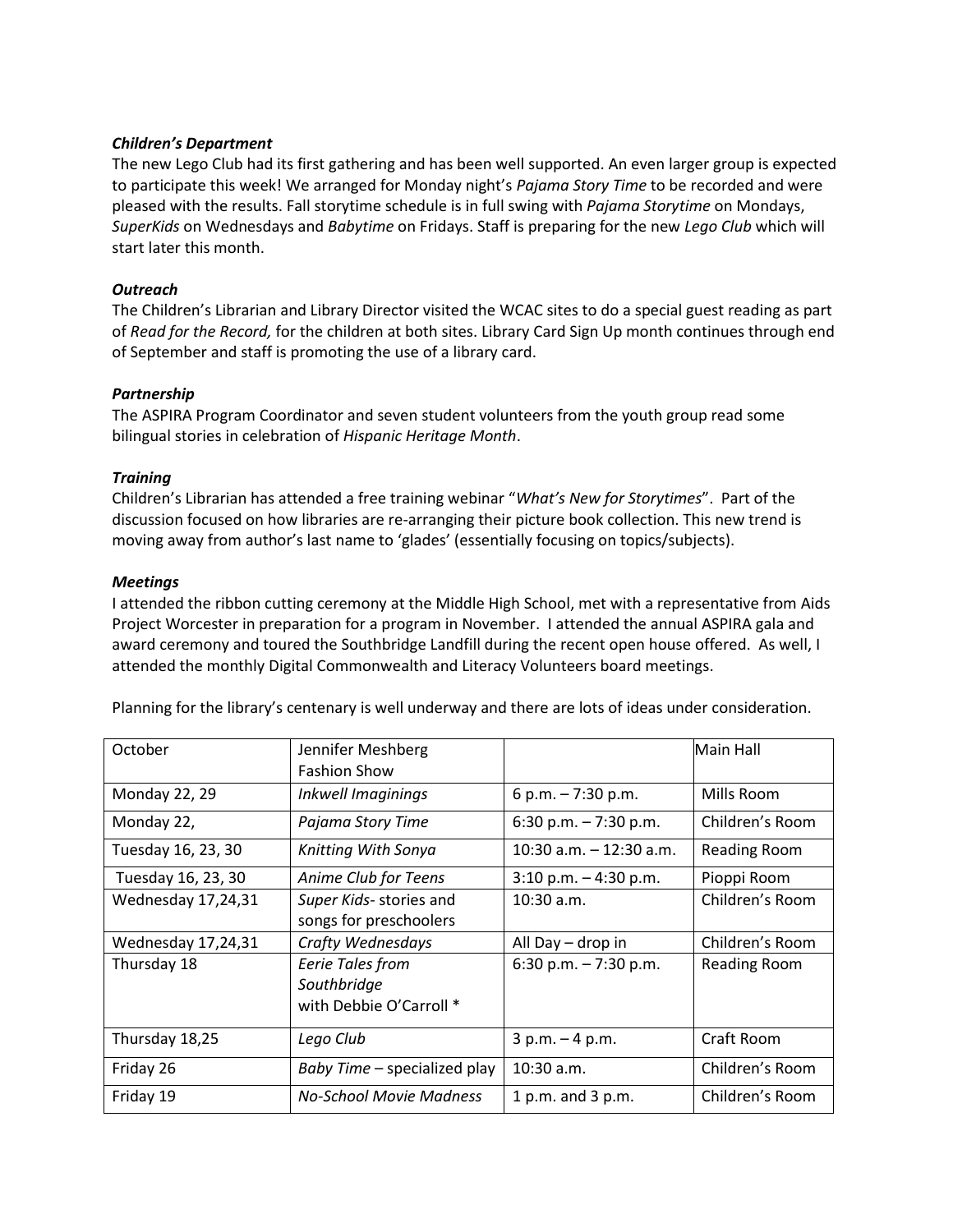***Children's Department***

The new Lego Club had its first gathering and has been well supported. An even larger group is expected to participate this week! We arranged for Monday night's *Pajama Story Time* to be recorded and were pleased with the results. Fall storytime schedule is in full swing with *Pajama Storytime* on Mondays, *SuperKids* on Wednesdays and *Babytime* on Fridays. Staff is preparing for the new *Lego Club* which will start later this month.

***Outreach***

The Children's Librarian and Library Director visited the WCAC sites to do a special guest reading as part of *Read for the Record,* for the children at both sites. Library Card Sign Up month continues through end of September and staff is promoting the use of a library card.

***Partnership***

The ASPIRA Program Coordinator and seven student volunteers from the youth group read some bilingual stories in celebration of *Hispanic Heritage Month*.

***Training***

Children's Librarian has attended a free training webinar "*What's New for Storytimes*". Part of the discussion focused on how libraries are re-arranging their picture book collection. This new trend is moving away from author's last name to 'glades' (essentially focusing on topics/subjects).

***Meetings***

I attended the ribbon cutting ceremony at the Middle High School, met with a representative from Aids Project Worcester in preparation for a program in November. I attended the annual ASPIRA gala and award ceremony and toured the Southbridge Landfill during the recent open house offered. As well, I attended the monthly Digital Commonwealth and Literacy Volunteers board meetings.

Planning for the library's centenary is well underway and there are lots of ideas under consideration.

| October | Jennifer Meshberg Fashion Show | | Main Hall |
|---|---|---|---|
| Monday 22, 29 | *Inkwell Imaginings* | 6 p.m. – 7:30 p.m. | Mills Room |
| Monday 22, | *Pajama Story Time* | 6:30 p.m. – 7:30 p.m. | Children's Room |
| Tuesday 16, 23, 30 | *Knitting With Sonya* | 10:30 a.m. – 12:30 a.m. | Reading Room |
| Tuesday 16, 23, 30 | *Anime Club for Teens* | 3:10 p.m. – 4:30 p.m. | Pioppi Room |
| Wednesday 17,24,31 | *Super Kids*- stories and songs for preschoolers | 10:30 a.m. | Children's Room |
| Wednesday 17,24,31 | *Crafty Wednesdays* | All Day – drop in | Children's Room |
| Thursday 18 | *Eerie Tales from Southbridge* with Debbie O'Carroll * | 6:30 p.m. – 7:30 p.m. | Reading Room |
| Thursday 18,25 | *Lego Club* | 3 p.m. – 4 p.m. | Craft Room |
| Friday 26 | *Baby Time* – specialized play | 10:30 a.m. | Children's Room |
| Friday 19 | *No-School Movie Madness* | 1 p.m. and 3 p.m. | Children's Room |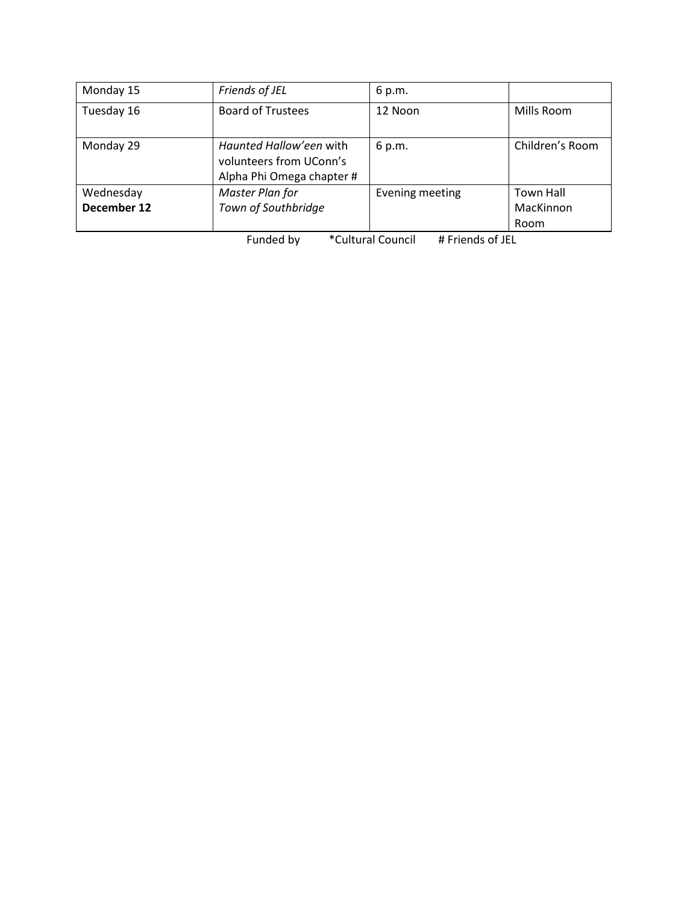| | | | |
|---|---|---|---|
| Monday 15 | *Friends of JEL* | 6 p.m. | |
| Tuesday 16 | Board of Trustees | 12 Noon | Mills Room |
| Monday 29 | *Haunted Hallow'een* with volunteers from UConn's Alpha Phi Omega chapter # | 6 p.m. | Children's Room |
| Wednesday **December 12** | *Master Plan for Town of Southbridge* | Evening meeting | Town Hall MacKinnon Room |

Funded by *Cultural Council # Friends of JEL